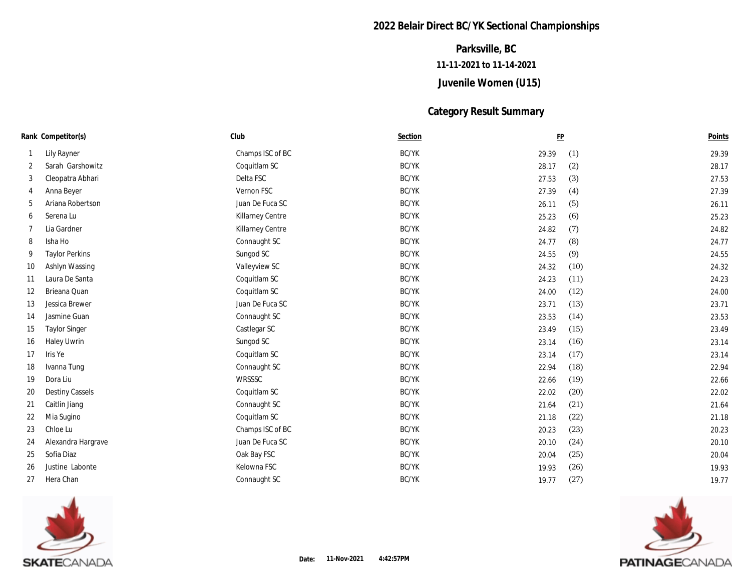# 2022 Belair Direct BC/YK Sectional Championships

## Parksville, BC

**11-11-2021 to 11-14-2021**

## Juvenile Women (U15)

## Category Result Summary

| Rank | Competitor(s) | Club | Section | FP | | Points |
|---|---|---|---|---|---|---|
| 1 | Lily Rayner | Champs ISC of BC | BC/YK | 29.39 | (1) | 29.39 |
| 2 | Sarah Garshowitz | Coquitlam SC | BC/YK | 28.17 | (2) | 28.17 |
| 3 | Cleopatra Abhari | Delta FSC | BC/YK | 27.53 | (3) | 27.53 |
| 4 | Anna Beyer | Vernon FSC | BC/YK | 27.39 | (4) | 27.39 |
| 5 | Ariana Robertson | Juan De Fuca SC | BC/YK | 26.11 | (5) | 26.11 |
| 6 | Serena Lu | Killarney Centre | BC/YK | 25.23 | (6) | 25.23 |
| 7 | Lia Gardner | Killarney Centre | BC/YK | 24.82 | (7) | 24.82 |
| 8 | Isha Ho | Connaught SC | BC/YK | 24.77 | (8) | 24.77 |
| 9 | Taylor Perkins | Sungod SC | BC/YK | 24.55 | (9) | 24.55 |
| 10 | Ashlyn Wassing | Valleyview SC | BC/YK | 24.32 | (10) | 24.32 |
| 11 | Laura De Santa | Coquitlam SC | BC/YK | 24.23 | (11) | 24.23 |
| 12 | Brieana Quan | Coquitlam SC | BC/YK | 24.00 | (12) | 24.00 |
| 13 | Jessica Brewer | Juan De Fuca SC | BC/YK | 23.71 | (13) | 23.71 |
| 14 | Jasmine Guan | Connaught SC | BC/YK | 23.53 | (14) | 23.53 |
| 15 | Taylor Singer | Castlegar SC | BC/YK | 23.49 | (15) | 23.49 |
| 16 | Haley Uwrin | Sungod SC | BC/YK | 23.14 | (16) | 23.14 |
| 17 | Iris Ye | Coquitlam SC | BC/YK | 23.14 | (17) | 23.14 |
| 18 | Ivanna Tung | Connaught SC | BC/YK | 22.94 | (18) | 22.94 |
| 19 | Dora Liu | WRSSSC | BC/YK | 22.66 | (19) | 22.66 |
| 20 | Destiny Cassels | Coquitlam SC | BC/YK | 22.02 | (20) | 22.02 |
| 21 | Caitlin Jiang | Connaught SC | BC/YK | 21.64 | (21) | 21.64 |
| 22 | Mia Sugino | Coquitlam SC | BC/YK | 21.18 | (22) | 21.18 |
| 23 | Chloe Lu | Champs ISC of BC | BC/YK | 20.23 | (23) | 20.23 |
| 24 | Alexandra Hargrave | Juan De Fuca SC | BC/YK | 20.10 | (24) | 20.10 |
| 25 | Sofia Diaz | Oak Bay FSC | BC/YK | 20.04 | (25) | 20.04 |
| 26 | Justine Labonte | Kelowna FSC | BC/YK | 19.93 | (26) | 19.93 |
| 27 | Hera Chan | Connaught SC | BC/YK | 19.77 | (27) | 19.77 |

SKATECANADA

**Date:** 11-Nov-2021 4:42:57PM

PATINAGECANADA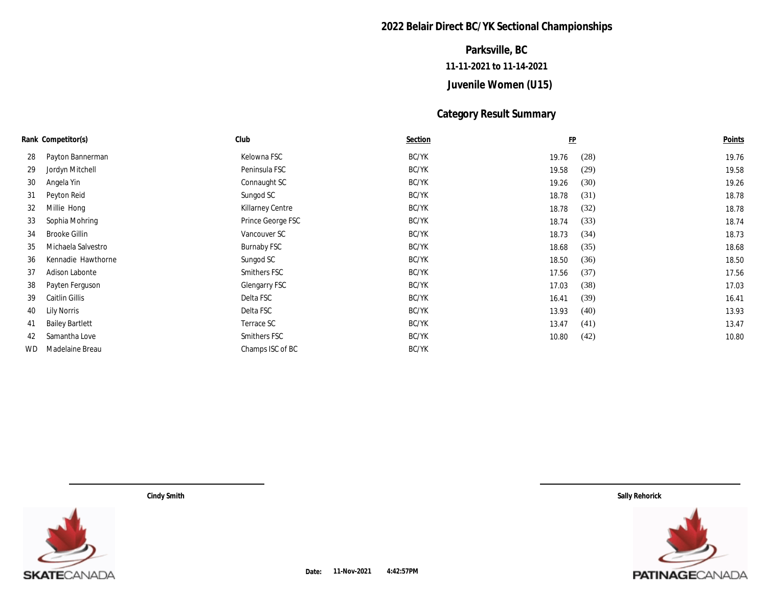## 2022 Belair Direct BC/YK Sectional Championships

**Parksville, BC**

**11-11-2021 to 11-14-2021**

**Juvenile Women (U15)**

### Category Result Summary

| Rank | Competitor(s) | Club | Section | FP | | Points |
|---|---|---|---|---|---|---|
| 28 | Payton Bannerman | Kelowna FSC | BC/YK | 19.76 | (28) | 19.76 |
| 29 | Jordyn Mitchell | Peninsula FSC | BC/YK | 19.58 | (29) | 19.58 |
| 30 | Angela Yin | Connaught SC | BC/YK | 19.26 | (30) | 19.26 |
| 31 | Peyton Reid | Sungod SC | BC/YK | 18.78 | (31) | 18.78 |
| 32 | Millie Hong | Killarney Centre | BC/YK | 18.78 | (32) | 18.78 |
| 33 | Sophia Mohring | Prince George FSC | BC/YK | 18.74 | (33) | 18.74 |
| 34 | Brooke Gillin | Vancouver SC | BC/YK | 18.73 | (34) | 18.73 |
| 35 | Michaela Salvestro | Burnaby FSC | BC/YK | 18.68 | (35) | 18.68 |
| 36 | Kennadie Hawthorne | Sungod SC | BC/YK | 18.50 | (36) | 18.50 |
| 37 | Adison Labonte | Smithers FSC | BC/YK | 17.56 | (37) | 17.56 |
| 38 | Payten Ferguson | Glengarry FSC | BC/YK | 17.03 | (38) | 17.03 |
| 39 | Caitlin Gillis | Delta FSC | BC/YK | 16.41 | (39) | 16.41 |
| 40 | Lily Norris | Delta FSC | BC/YK | 13.93 | (40) | 13.93 |
| 41 | Bailey Bartlett | Terrace SC | BC/YK | 13.47 | (41) | 13.47 |
| 42 | Samantha Love | Smithers FSC | BC/YK | 10.80 | (42) | 10.80 |
| WD | Madelaine Breau | Champs ISC of BC | BC/YK | | | |

Cindy Smith

Sally Rehorick

SKATECANADA

PATINAGECANADA

Date: 11-Nov-2021 4:42:57PM